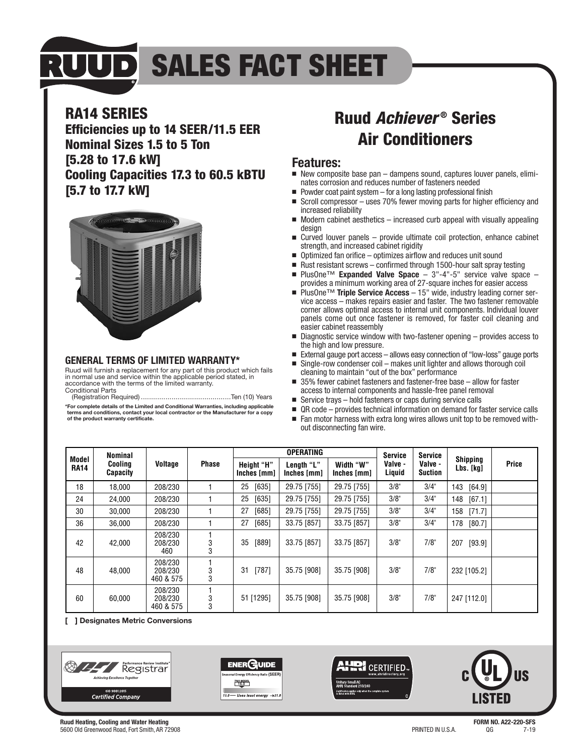# SALES FACT SHEET

## RA14 SERIES

**Efficiencies up to 14 SEER/11.5 EER**
**Nominal Sizes 1.5 to 5 Ton**
**[5.28 to 17.6 kW]**
**Cooling Capacities 17.3 to 60.5 kBTU**
**[5.7 to 17.7 kW]**

### GENERAL TERMS OF LIMITED WARRANTY*

Ruud will furnish a replacement for any part of this product which fails in normal use and service within the applicable period stated, in accordance with the terms of the limited warranty.

Conditional Parts
(Registration Required) ............................................Ten (10) Years

**\*For complete details of the Limited and Conditional Warranties, including applicable terms and conditions, contact your local contractor or the Manufacturer for a copy of the product warranty certificate.**

# Ruud *Achiever®* Series Air Conditioners

## Features:

- New composite base pan – dampens sound, captures louver panels, eliminates corrosion and reduces number of fasteners needed
- Powder coat paint system – for a long lasting professional finish
- Scroll compressor – uses 70% fewer moving parts for higher efficiency and increased reliability
- Modern cabinet aesthetics – increased curb appeal with visually appealing design
- Curved louver panels – provide ultimate coil protection, enhance cabinet strength, and increased cabinet rigidity
- Optimized fan orifice – optimizes airflow and reduces unit sound
- Rust resistant screws – confirmed through 1500-hour salt spray testing
- PlusOne™ **Expanded Valve Space** – 3"-4"-5" service valve space – provides a minimum working area of 27-square inches for easier access
- PlusOne™ **Triple Service Access** – 15" wide, industry leading corner service access – makes repairs easier and faster. The two fastener removable corner allows optimal access to internal unit components. Individual louver panels come out once fastener is removed, for faster coil cleaning and easier cabinet reassembly
- Diagnostic service window with two-fastener opening – provides access to the high and low pressure.
- External gauge port access – allows easy connection of "low-loss" gauge ports
- Single-row condenser coil – makes unit lighter and allows thorough coil cleaning to maintain "out of the box" performance
- 35% fewer cabinet fasteners and fastener-free base – allow for faster access to internal components and hassle-free panel removal
- Service trays – hold fasteners or caps during service calls
- QR code – provides technical information on demand for faster service calls
- Fan motor harness with extra long wires allows unit top to be removed without disconnecting fan wire.

| Model RA14 | Nominal Cooling Capacity | Voltage | Phase | OPERATING Height "H" Inches [mm] | OPERATING Length "L" Inches [mm] | OPERATING Width "W" Inches [mm] | Service Valve - Liquid | Service Valve - Suction | Shipping Lbs. [kg] | Price |
|---|---|---|---|---|---|---|---|---|---|---|
| 18 | 18,000 | 208/230 | 1 | 25 [635] | 29.75 [755] | 29.75 [755] | 3/8" | 3/4" | 143 [64.9] | |
| 24 | 24,000 | 208/230 | 1 | 25 [635] | 29.75 [755] | 29.75 [755] | 3/8" | 3/4" | 148 [67.1] | |
| 30 | 30,000 | 208/230 | 1 | 27 [685] | 29.75 [755] | 29.75 [755] | 3/8" | 3/4" | 158 [71.7] | |
| 36 | 36,000 | 208/230 | 1 | 27 [685] | 33.75 [857] | 33.75 [857] | 3/8" | 3/4" | 178 [80.7] | |
| 42 | 42,000 | 208/230<br>208/230<br>460 | 1<br>3<br>3 | 35 [889] | 33.75 [857] | 33.75 [857] | 3/8" | 7/8" | 207 [93.9] | |
| 48 | 48,000 | 208/230<br>208/230<br>460 & 575 | 1<br>3<br>3 | 31 [787] | 35.75 [908] | 35.75 [908] | 3/8" | 7/8" | 232 [105.2] | |
| 60 | 60,000 | 208/230<br>208/230<br>460 & 575 | 1<br>3<br>3 | 51 [1295] | 35.75 [908] | 35.75 [908] | 3/8" | 7/8" | 247 [112.0] | |

**[ ] Designates Metric Conversions**

**Ruud Heating, Cooling and Water Heating**
5600 Old Greenwood Road, Fort Smith, AR 72908

PRINTED IN U.S.A.

**FORM NO. A22-220-SFS**
QG 7-19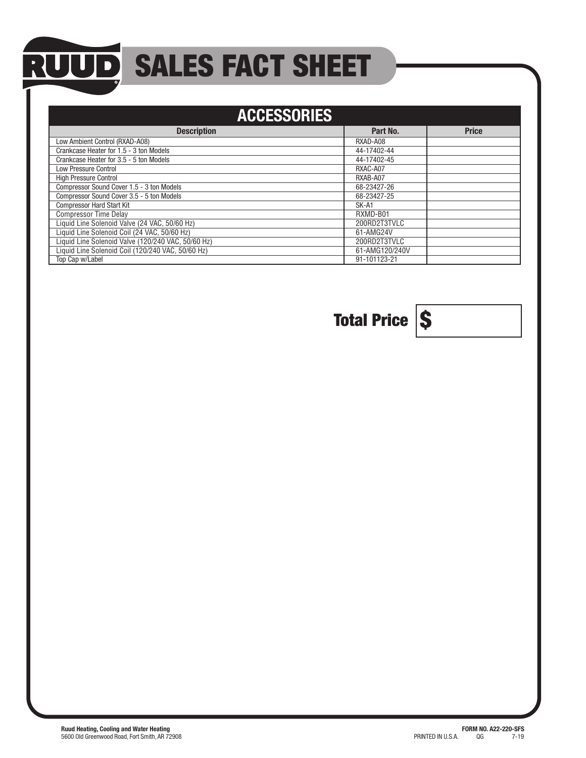# RUUD SALES FACT SHEET

## ACCESSORIES

| Description | Part No. | Price |
|---|---|---|
| Low Ambient Control (RXAD-A08) | RXAD-A08 | |
| Crankcase Heater for 1.5 - 3 ton Models | 44-17402-44 | |
| Crankcase Heater for 3.5 - 5 ton Models | 44-17402-45 | |
| Low Pressure Control | RXAC-A07 | |
| High Pressure Control | RXAB-A07 | |
| Compressor Sound Cover 1.5 - 3 ton Models | 68-23427-26 | |
| Compressor Sound Cover 3.5 - 5 ton Models | 68-23427-25 | |
| Compressor Hard Start Kit | SK-A1 | |
| Compressor Time Delay | RXMD-B01 | |
| Liquid Line Solenoid Valve (24 VAC, 50/60 Hz) | 200RD2T3TVLC | |
| Liquid Line Solenoid Coil (24 VAC, 50/60 Hz) | 61-AMG24V | |
| Liquid Line Solenoid Valve (120/240 VAC, 50/60 Hz) | 200RD2T3TVLC | |
| Liquid Line Solenoid Coil (120/240 VAC, 50/60 Hz) | 61-AMG120/240V | |
| Top Cap w/Label | 91-101123-21 | |

**Total Price** $

**Ruud Heating, Cooling and Water Heating**
5600 Old Greenwood Road, Fort Smith, AR 72908

**FORM NO. A22-220-SFS**
PRINTED IN U.S.A. QG 7-19